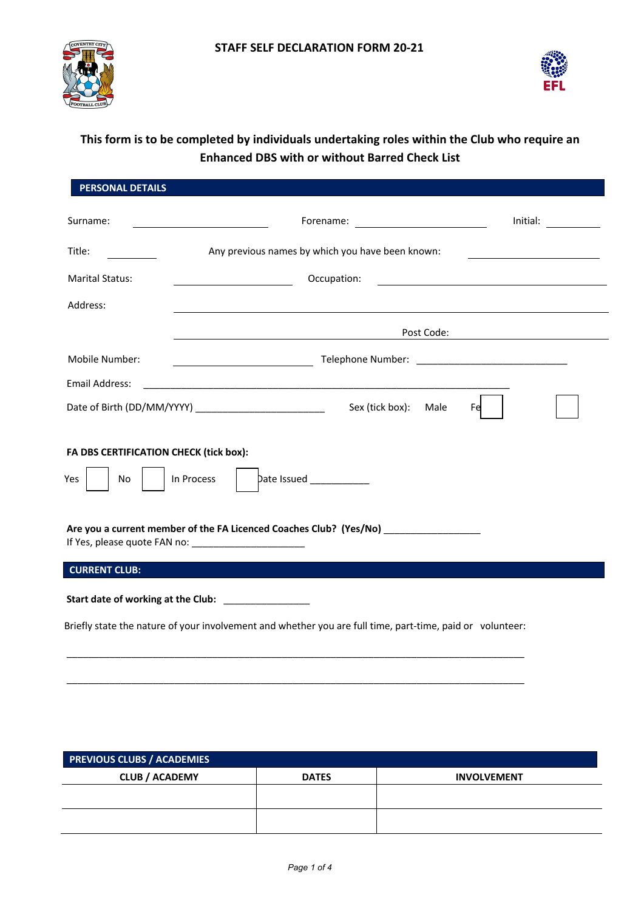# STAFF SELF DECLARATION FORM 20-21

**This form is to be completed by individuals undertaking roles within the Club who require an Enhanced DBS with or without Barred Check List**

## PERSONAL DETAILS

Surname: ____________________ Forename: ____________________ Initial: __________

Title: __________ Any previous names by which you have been known: ____________________

Marital Status: ____________________ Occupation: ____________________

Address: ________________________________________

________________________________________ Post Code: ____________________

Mobile Number: ____________________ Telephone Number: ____________________

Email Address: ________________________________________

Date of Birth (DD/MM/YYYY) ____________________ Sex (tick box): Male ☐ Fe ☐

**FA DBS CERTIFICATION CHECK (tick box):**

Yes ☐ No ☐ In Process ☐ Date Issued ___________

**Are you a current member of the FA Licenced Coaches Club? (Yes/No)** __________________
If Yes, please quote FAN no: ____________________

## CURRENT CLUB:

**Start date of working at the Club:** ________________

Briefly state the nature of your involvement and whether you are full time, part-time, paid or volunteer:

________________________________________________________________________________

________________________________________________________________________________

## PREVIOUS CLUBS / ACADEMIES

| CLUB / ACADEMY | DATES | INVOLVEMENT |
|---|---|---|
| | | |
| | | |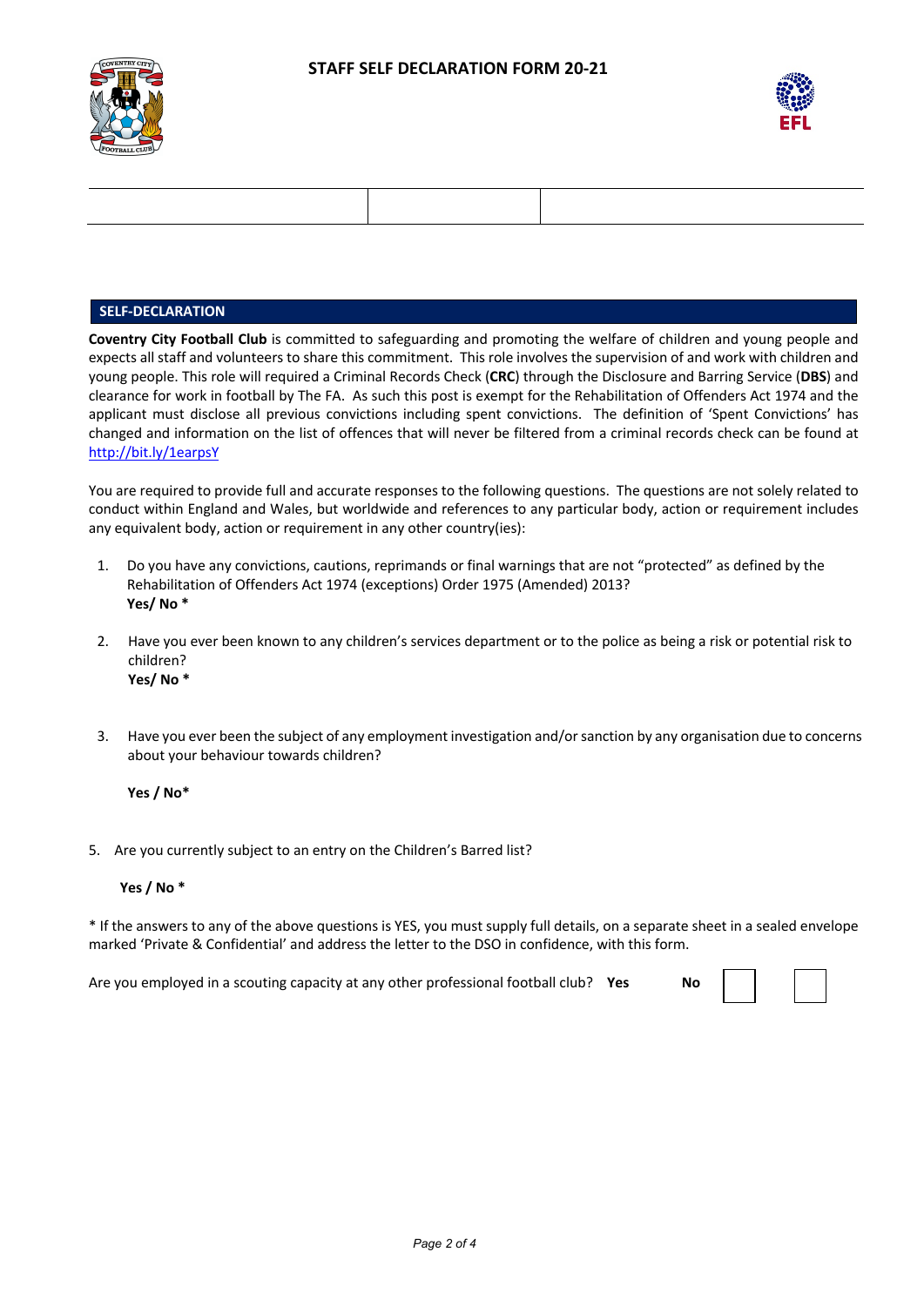**STAFF SELF DECLARATION FORM 20-21**

| | | |
|---|---|---|
| | | |

## SELF-DECLARATION

**Coventry City Football Club** is committed to safeguarding and promoting the welfare of children and young people and expects all staff and volunteers to share this commitment. This role involves the supervision of and work with children and young people. This role will required a Criminal Records Check (**CRC**) through the Disclosure and Barring Service (**DBS**) and clearance for work in football by The FA. As such this post is exempt for the Rehabilitation of Offenders Act 1974 and the applicant must disclose all previous convictions including spent convictions. The definition of 'Spent Convictions' has changed and information on the list of offences that will never be filtered from a criminal records check can be found at [http://bit.ly/1earpsY](http://bit.ly/1earpsY)

You are required to provide full and accurate responses to the following questions. The questions are not solely related to conduct within England and Wales, but worldwide and references to any particular body, action or requirement includes any equivalent body, action or requirement in any other country(ies):

1. Do you have any convictions, cautions, reprimands or final warnings that are not "protected" as defined by the Rehabilitation of Offenders Act 1974 (exceptions) Order 1975 (Amended) 2013?
   **Yes/ No ***

2. Have you ever been known to any children's services department or to the police as being a risk or potential risk to children?
   **Yes/ No ***

3. Have you ever been the subject of any employment investigation and/or sanction by any organisation due to concerns about your behaviour towards children?

   **Yes / No***

5. Are you currently subject to an entry on the Children's Barred list?

   **Yes / No ***

* If the answers to any of the above questions is YES, you must supply full details, on a separate sheet in a sealed envelope marked 'Private & Confidential' and address the letter to the DSO in confidence, with this form.

Are you employed in a scouting capacity at any other professional football club? **Yes** ☐ **No** ☐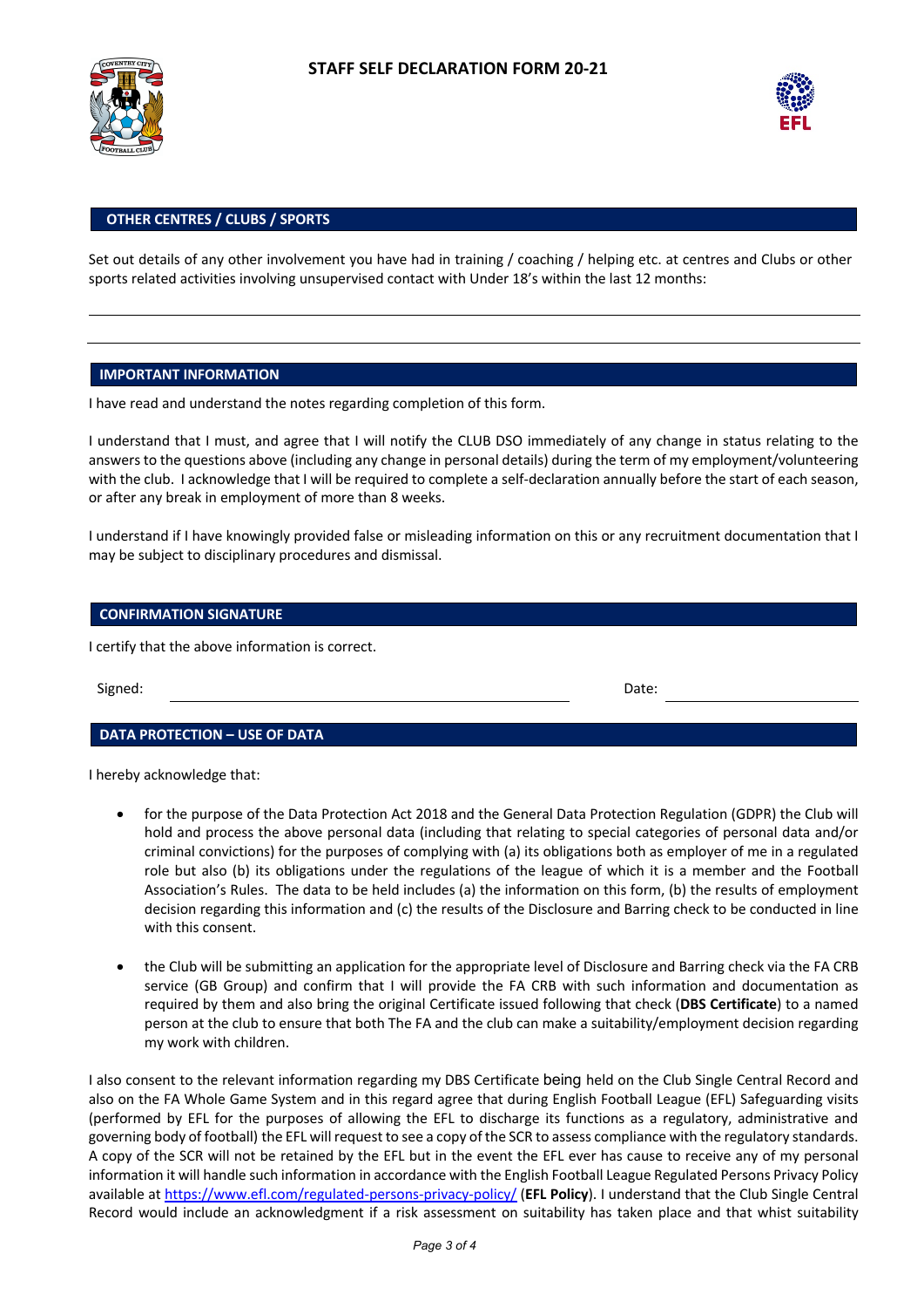# STAFF SELF DECLARATION FORM 20-21

## OTHER CENTRES / CLUBS / SPORTS

Set out details of any other involvement you have had in training / coaching / helping etc. at centres and Clubs or other sports related activities involving unsupervised contact with Under 18's within the last 12 months:

---

---

## IMPORTANT INFORMATION

I have read and understand the notes regarding completion of this form.

I understand that I must, and agree that I will notify the CLUB DSO immediately of any change in status relating to the answers to the questions above (including any change in personal details) during the term of my employment/volunteering with the club. I acknowledge that I will be required to complete a self-declaration annually before the start of each season, or after any break in employment of more than 8 weeks.

I understand if I have knowingly provided false or misleading information on this or any recruitment documentation that I may be subject to disciplinary procedures and dismissal.

## CONFIRMATION SIGNATURE

I certify that the above information is correct.

Signed: ______________________________ Date: ______________

## DATA PROTECTION – USE OF DATA

I hereby acknowledge that:

- for the purpose of the Data Protection Act 2018 and the General Data Protection Regulation (GDPR) the Club will hold and process the above personal data (including that relating to special categories of personal data and/or criminal convictions) for the purposes of complying with (a) its obligations both as employer of me in a regulated role but also (b) its obligations under the regulations of the league of which it is a member and the Football Association's Rules. The data to be held includes (a) the information on this form, (b) the results of employment decision regarding this information and (c) the results of the Disclosure and Barring check to be conducted in line with this consent.

- the Club will be submitting an application for the appropriate level of Disclosure and Barring check via the FA CRB service (GB Group) and confirm that I will provide the FA CRB with such information and documentation as required by them and also bring the original Certificate issued following that check (**DBS Certificate**) to a named person at the club to ensure that both The FA and the club can make a suitability/employment decision regarding my work with children.

I also consent to the relevant information regarding my DBS Certificate being held on the Club Single Central Record and also on the FA Whole Game System and in this regard agree that during English Football League (EFL) Safeguarding visits (performed by EFL for the purposes of allowing the EFL to discharge its functions as a regulatory, administrative and governing body of football) the EFL will request to see a copy of the SCR to assess compliance with the regulatory standards. A copy of the SCR will not be retained by the EFL but in the event the EFL ever has cause to receive any of my personal information it will handle such information in accordance with the English Football League Regulated Persons Privacy Policy available at https://www.efl.com/regulated-persons-privacy-policy/ (**EFL Policy**). I understand that the Club Single Central Record would include an acknowledgment if a risk assessment on suitability has taken place and that whist suitability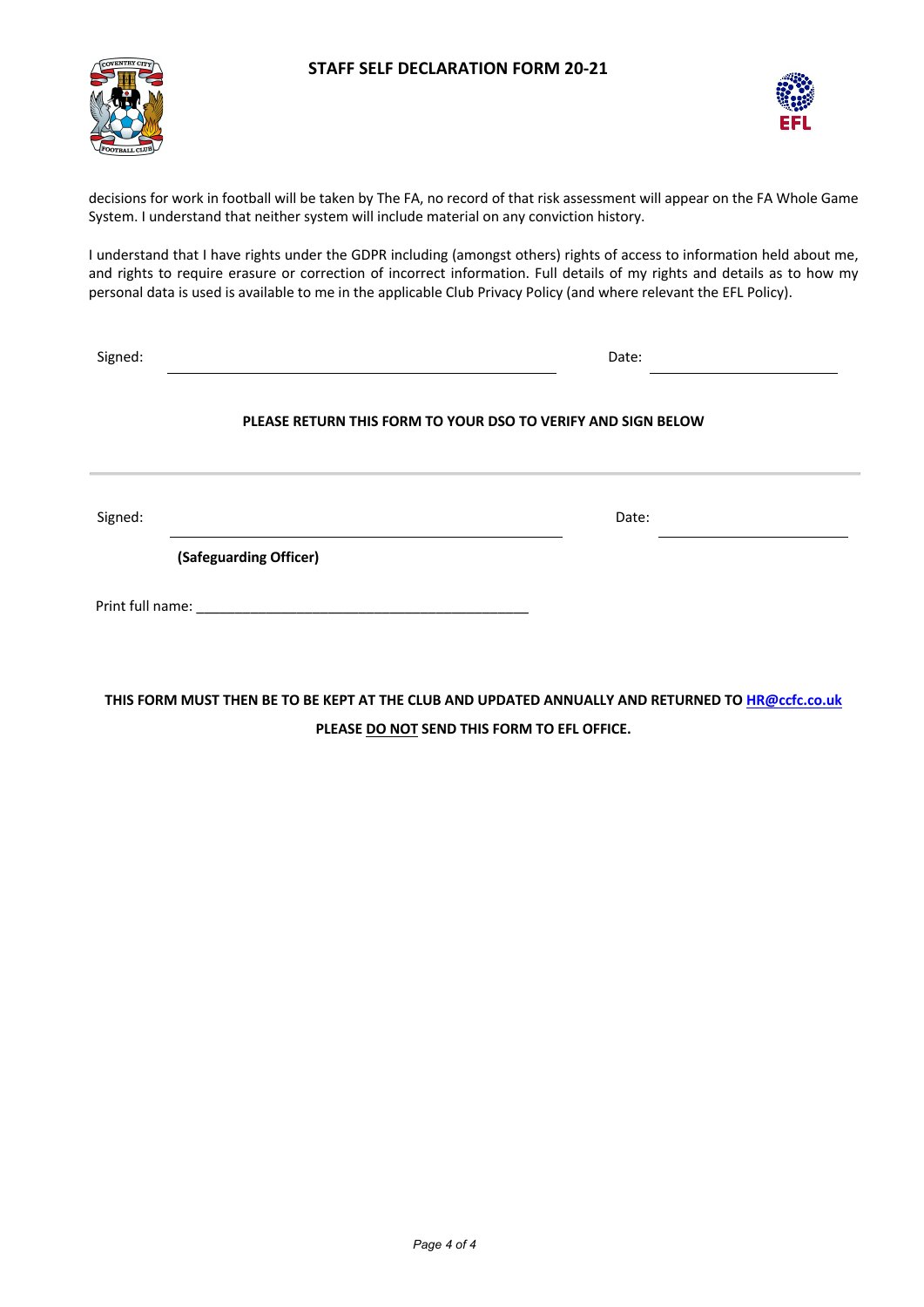decisions for work in football will be taken by The FA, no record of that risk assessment will appear on the FA Whole Game System. I understand that neither system will include material on any conviction history.

I understand that I have rights under the GDPR including (amongst others) rights of access to information held about me, and rights to require erasure or correction of incorrect information. Full details of my rights and details as to how my personal data is used is available to me in the applicable Club Privacy Policy (and where relevant the EFL Policy).

Signed: ______________________________ Date: ______________

**PLEASE RETURN THIS FORM TO YOUR DSO TO VERIFY AND SIGN BELOW**

---

Signed: ______________________________ Date: ______________

**(Safeguarding Officer)**

Print full name: ____________________________________________

**THIS FORM MUST THEN BE TO BE KEPT AT THE CLUB AND UPDATED ANNUALLY AND RETURNED TO [HR@ccfc.co.uk](mailto:HR@ccfc.co.uk)**

**PLEASE <u>DO NOT</u> SEND THIS FORM TO EFL OFFICE.**